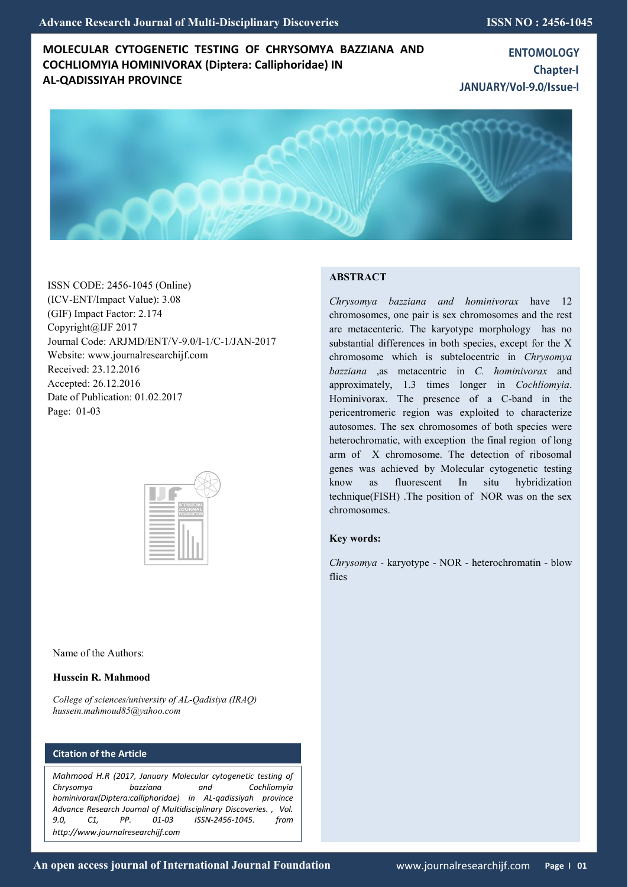# MOLECULAR CYTOGENETIC TESTING OF CHRYSOMYA BAZZIANA AND COCHLIOMYIA HOMINIVORAX (Diptera: Calliphoridae) IN AL-QADISSIYAH PROVINCE

**ENTOMOLOGY**
**Chapter-I**
**JANUARY/Vol-9.0/Issue-I**

ISSN CODE: 2456-1045 (Online)
(ICV-ENT/Impact Value): 3.08
(GIF) Impact Factor: 2.174
Copyright@IJF 2017
Journal Code: ARJMD/ENT/V-9.0/I-1/C-1/JAN-2017
Website: www.journalresearchijf.com
Received: 23.12.2016
Accepted: 26.12.2016
Date of Publication: 01.02.2017
Page: 01-03

Name of the Authors:

**Hussein R. Mahmood**

*College of sciences/university of AL-Qadisiya (IRAQ)*
*hussein.mahmoud85@yahoo.com*

### Citation of the Article

*Mahmood H.R (2017, January Molecular cytogenetic testing of Chrysomya bazziana and Cochliomyia hominivorax(Diptera:calliphoridae) in AL-qadissiyah province Advance Research Journal of Multidisciplinary Discoveries. , Vol. 9.0, C1, PP. 01-03 ISSN-2456-1045. from http://www.journalresearchijf.com*

## ABSTRACT

*Chrysomya bazziana and hominivorax* have 12 chromosomes, one pair is sex chromosomes and the rest are metacenteric. The karyotype morphology has no substantial differences in both species, except for the X chromosome which is subtelocentric in *Chrysomya bazziana* ,as metacentric in *C. hominivorax* and approximately, 1.3 times longer in *Cochliomyia*. Hominivorax. The presence of a C-band in the pericentromeric region was exploited to characterize autosomes. The sex chromosomes of both species were heterochromatic, with exception the final region of long arm of X chromosome. The detection of ribosomal genes was achieved by Molecular cytogenetic testing know as fluorescent In situ hybridization technique(FISH) .The position of NOR was on the sex chromosomes.

**Key words:**

*Chrysomya* - karyotype - NOR - heterochromatin - blow flies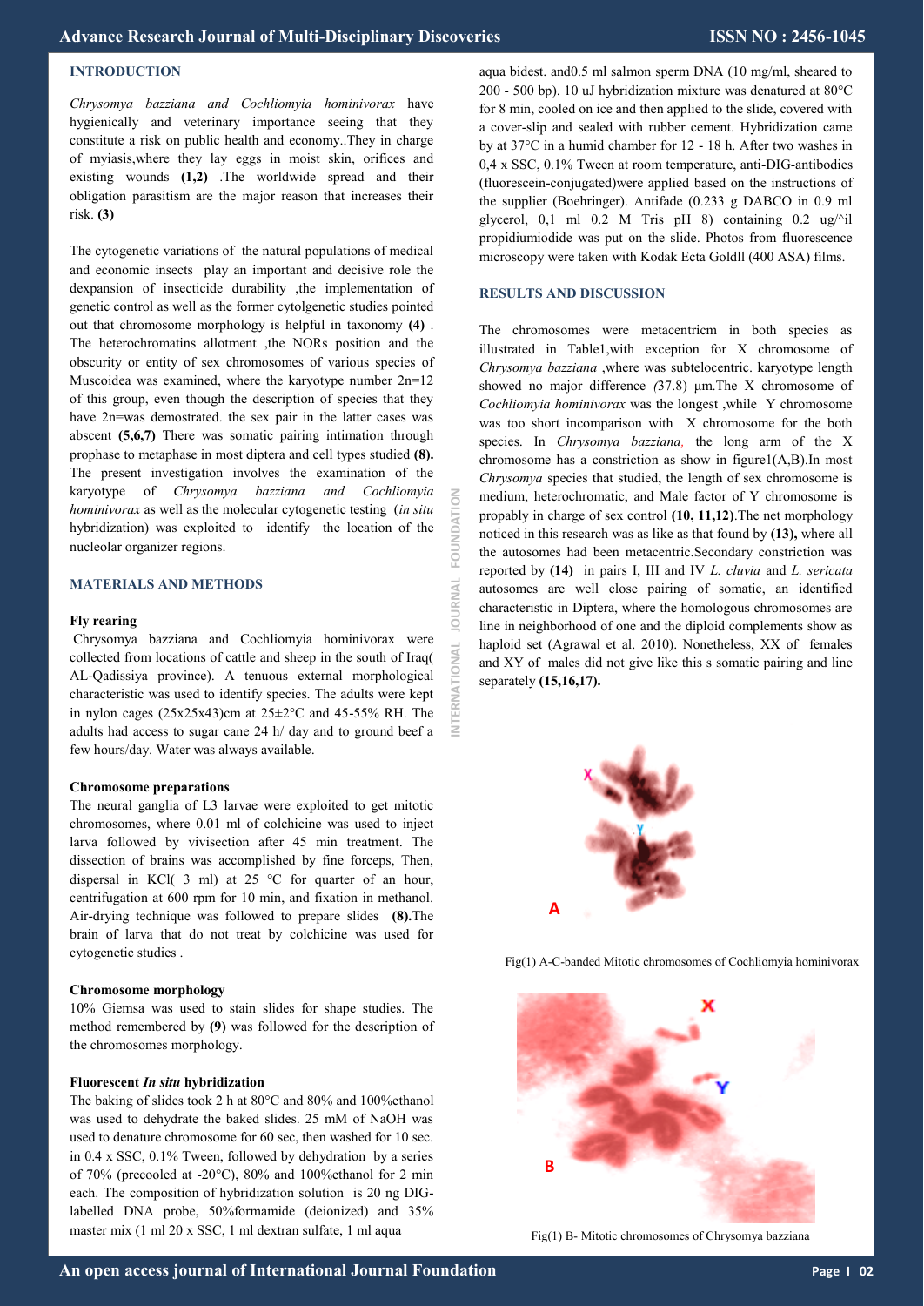## INTRODUCTION

*Chrysomya bazziana and Cochliomyia hominivorax* have hygienically and veterinary importance seeing that they constitute a risk on public health and economy..They in charge of myiasis,where they lay eggs in moist skin, orifices and existing wounds **(1,2)** .The worldwide spread and their obligation parasitism are the major reason that increases their risk. **(3)**

The cytogenetic variations of the natural populations of medical and economic insects play an important and decisive role the dexpansion of insecticide durability ,the implementation of genetic control as well as the former cytolgenetic studies pointed out that chromosome morphology is helpful in taxonomy **(4)** . The heterochromatins allotment ,the NORs position and the obscurity or entity of sex chromosomes of various species of Muscoidea was examined, where the karyotype number 2n=12 of this group, even though the description of species that they have 2n=was demostrated. the sex pair in the latter cases was abscent **(5,6,7)** There was somatic pairing intimation through prophase to metaphase in most diptera and cell types studied **(8).** The present investigation involves the examination of the karyotype of *Chrysomya bazziana and Cochliomyia hominivorax* as well as the molecular cytogenetic testing (*in situ* hybridization) was exploited to identify the location of the nucleolar organizer regions.

## MATERIALS AND METHODS

### Fly rearing

Chrysomya bazziana and Cochliomyia hominivorax were collected from locations of cattle and sheep in the south of Iraq( AL-Qadissiya province). A tenuous external morphological characteristic was used to identify species. The adults were kept in nylon cages (25x25x43)cm at 25±2°C and 45-55% RH. The adults had access to sugar cane 24 h/ day and to ground beef a few hours/day. Water was always available.

### Chromosome preparations

The neural ganglia of L3 larvae were exploited to get mitotic chromosomes, where 0.01 ml of colchicine was used to inject larva followed by vivisection after 45 min treatment. The dissection of brains was accomplished by fine forceps, Then, dispersal in KCl( 3 ml) at 25 °C for quarter of an hour, centrifugation at 600 rpm for 10 min, and fixation in methanol. Air-drying technique was followed to prepare slides **(8).**The brain of larva that do not treat by colchicine was used for cytogenetic studies .

### Chromosome morphology

10% Giemsa was used to stain slides for shape studies. The method remembered by **(9)** was followed for the description of the chromosomes morphology.

### Fluorescent *In situ* hybridization

The baking of slides took 2 h at 80°C and 80% and 100%ethanol was used to dehydrate the baked slides. 25 mM of NaOH was used to denature chromosome for 60 sec, then washed for 10 sec. in 0.4 x SSC, 0.1% Tween, followed by dehydration by a series of 70% (precooled at -20°C), 80% and 100%ethanol for 2 min each. The composition of hybridization solution is 20 ng DIG-labelled DNA probe, 50%formamide (deionized) and 35% master mix (1 ml 20 x SSC, 1 ml dextran sulfate, 1 ml aqua bidest. and0.5 ml salmon sperm DNA (10 mg/ml, sheared to 200 - 500 bp). 10 uJ hybridization mixture was denatured at 80°C for 8 min, cooled on ice and then applied to the slide, covered with a cover-slip and sealed with rubber cement. Hybridization came by at 37°C in a humid chamber for 12 - 18 h. After two washes in 0,4 x SSC, 0.1% Tween at room temperature, anti-DIG-antibodies (fluorescein-conjugated)were applied based on the instructions of the supplier (Boehringer). Antifade (0.233 g DABCO in 0.9 ml glycerol, 0,1 ml 0.2 M Tris pH 8) containing 0.2 ug/^il propidiumiodide was put on the slide. Photos from fluorescence microscopy were taken with Kodak Ecta Goldll (400 ASA) films.

## RESULTS AND DISCUSSION

The chromosomes were metacentricm in both species as illustrated in Table1,with exception for X chromosome of *Chrysomya bazziana* ,where was subtelocentric. karyotype length showed no major difference *(*37.8) µm.The X chromosome of *Cochliomyia hominivorax* was the longest ,while Y chromosome was too short incomparison with X chromosome for the both species. In *Chrysomya bazziana,* the long arm of the X chromosome has a constriction as show in figure1(A,B).In most *Chrysomya* species that studied, the length of sex chromosome is medium, heterochromatic, and Male factor of Y chromosome is propably in charge of sex control **(10, 11,12)**.The net morphology noticed in this research was as like as that found by **(13),** where all the autosomes had been metacentric.Secondary constriction was reported by **(14)** in pairs I, III and IV *L. cluvia* and *L. sericata* autosomes are well close pairing of somatic, an identified characteristic in Diptera, where the homologous chromosomes are line in neighborhood of one and the diploid complements show as haploid set (Agrawal et al. 2010). Nonetheless, XX of females and XY of males did not give like this s somatic pairing and line separately **(15,16,17).**

Fig(1) A-C-banded Mitotic chromosomes of Cochliomyia hominivorax

Fig(1) B- Mitotic chromosomes of Chrysomya bazziana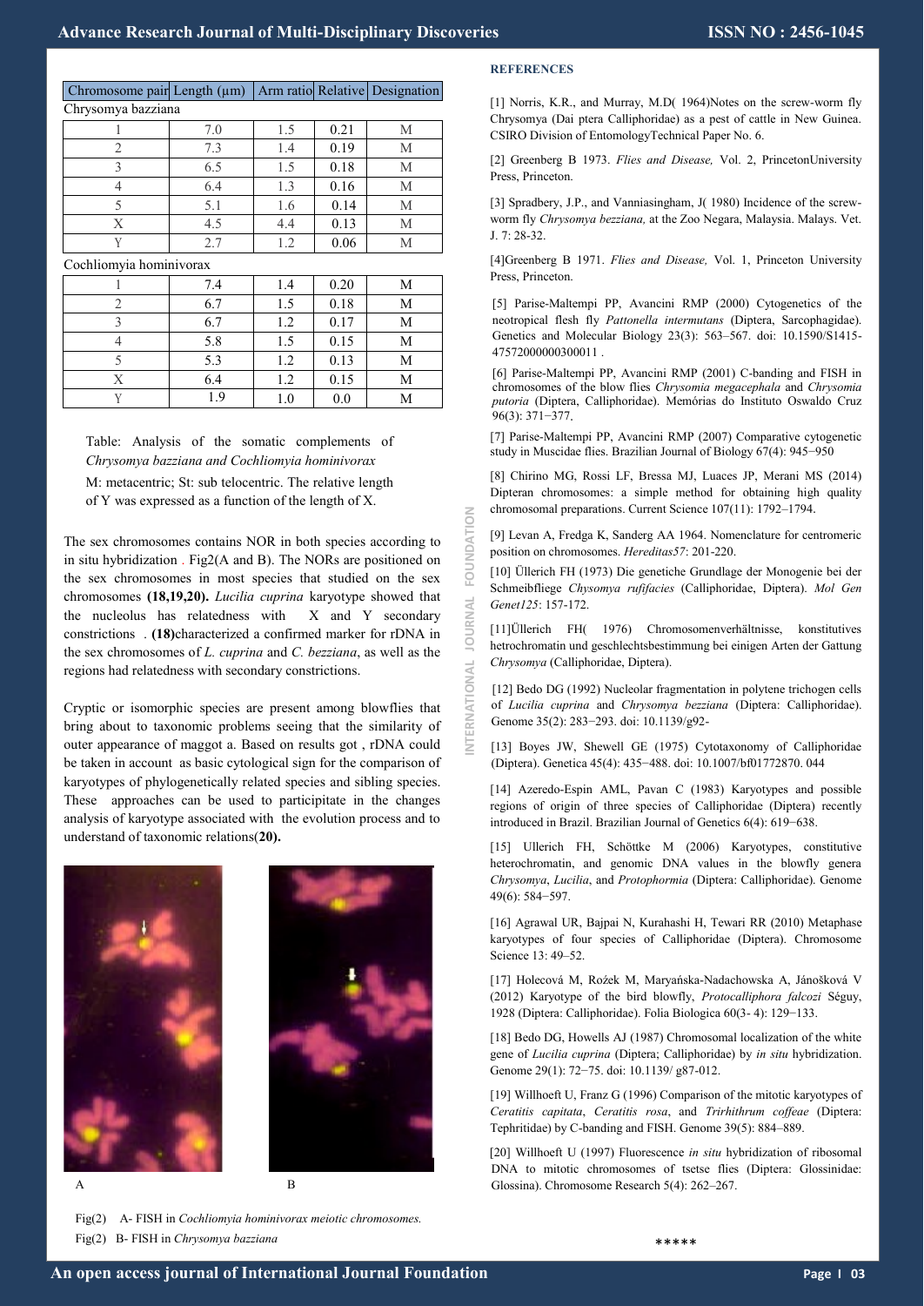| Chromosome pair | Length (µm) | Arm ratio | Relative | Designation |
|---|---|---|---|---|
| Chrysomya bazziana | | | | |
| 1 | 7.0 | 1.5 | 0.21 | M |
| 2 | 7.3 | 1.4 | 0.19 | M |
| 3 | 6.5 | 1.5 | 0.18 | M |
| 4 | 6.4 | 1.3 | 0.16 | M |
| 5 | 5.1 | 1.6 | 0.14 | M |
| X | 4.5 | 4.4 | 0.13 | M |
| Y | 2.7 | 1.2 | 0.06 | M |
| Cochliomyia hominivorax | | | | |
| 1 | 7.4 | 1.4 | 0.20 | M |
| 2 | 6.7 | 1.5 | 0.18 | M |
| 3 | 6.7 | 1.2 | 0.17 | M |
| 4 | 5.8 | 1.5 | 0.15 | M |
| 5 | 5.3 | 1.2 | 0.13 | M |
| X | 6.4 | 1.2 | 0.15 | M |
| Y | 1.9 | 1.0 | 0.0 | M |

Table: Analysis of the somatic complements of *Chrysomya bazziana and Cochliomyia hominivorax*

M: metacentric; St: sub telocentric. The relative length of Y was expressed as a function of the length of X.

The sex chromosomes contains NOR in both species according to in situ hybridization . Fig2(A and B). The NORs are positioned on the sex chromosomes in most species that studied on the sex chromosomes **(18,19,20).** *Lucilia cuprina* karyotype showed that the nucleolus has relatedness with X and Y secondary constrictions . **(18)**characterized a confirmed marker for rDNA in the sex chromosomes of *L. cuprina* and *C. bezziana*, as well as the regions had relatedness with secondary constrictions.

Cryptic or isomorphic species are present among blowflies that bring about to taxonomic problems seeing that the similarity of outer appearance of maggot a. Based on results got , rDNA could be taken in account as basic cytological sign for the comparison of karyotypes of phylogenetically related species and sibling species. These approaches can be used to participitate in the changes analysis of karyotype associated with the evolution process and to understand of taxonomic relations**(20).**

A B

Fig(2) A- FISH in *Cochliomyia hominivorax meiotic chromosomes.*

Fig(2) B- FISH in *Chrysomya bazziana*

### REFERENCES

[1] Norris, K.R., and Murray, M.D( 1964)Notes on the screw-worm fly Chrysomya (Dai ptera Calliphoridae) as a pest of cattle in New Guinea. CSIRO Division of EntomologyTechnical Paper No. 6.

[2] Greenberg B 1973. *Flies and Disease,* Vol. 2, PrincetonUniversity Press, Princeton.

[3] Spradbery, J.P., and Vanniasingham, J( 1980) Incidence of the screw-worm fly *Chrysomya bezziana,* at the Zoo Negara, Malaysia. Malays. Vet. J. 7: 28-32.

[4]Greenberg B 1971. *Flies and Disease,* Vol. 1, Princeton University Press, Princeton.

[5] Parise-Maltempi PP, Avancini RMP (2000) Cytogenetics of the neotropical flesh fly *Pattonella intermutans* (Diptera, Sarcophagidae). Genetics and Molecular Biology 23(3): 563–567. doi: 10.1590/S1415-47572000000300011 .

[6] Parise-Maltempi PP, Avancini RMP (2001) C-banding and FISH in chromosomes of the blow flies *Chrysomia megacephala* and *Chrysomia putoria* (Diptera, Calliphoridae). Memórias do Instituto Oswaldo Cruz 96(3): 371−377.

[7] Parise-Maltempi PP, Avancini RMP (2007) Comparative cytogenetic study in Muscidae flies. Brazilian Journal of Biology 67(4): 945−950

[8] Chirino MG, Rossi LF, Bressa MJ, Luaces JP, Merani MS (2014) Dipteran chromosomes: a simple method for obtaining high quality chromosomal preparations. Current Science 107(11): 1792–1794.

[9] Levan A, Fredga K, Sanderg AA 1964. Nomenclature for centromeric position on chromosomes. *Hereditas57*: 201-220.

[10] Üllerich FH (1973) Die genetiche Grundlage der Monogenie bei der Schmeibfliege *Chysomya rufifacies* (Calliphoridae, Diptera). *Mol Gen Genet125*: 157-172.

[11]Üllerich FH( 1976) Chromosomenverhältnisse, konstitutives hetrochromatin und geschlechtsbestimmung bei einigen Arten der Gattung *Chrysomya* (Calliphoridae, Diptera).

[12] Bedo DG (1992) Nucleolar fragmentation in polytene trichogen cells of *Lucilia cuprina* and *Chrysomya bezziana* (Diptera: Calliphoridae). Genome 35(2): 283−293. doi: 10.1139/g92-

[13] Boyes JW, Shewell GE (1975) Cytotaxonomy of Calliphoridae (Diptera). Genetica 45(4): 435−488. doi: 10.1007/bf01772870. 044

[14] Azeredo-Espin AML, Pavan C (1983) Karyotypes and possible regions of origin of three species of Calliphoridae (Diptera) recently introduced in Brazil. Brazilian Journal of Genetics 6(4): 619−638.

[15] Ullerich FH, Schöttke M (2006) Karyotypes, constitutive heterochromatin, and genomic DNA values in the blowfly genera *Chrysomya*, *Lucilia*, and *Protophormia* (Diptera: Calliphoridae). Genome 49(6): 584−597.

[16] Agrawal UR, Bajpai N, Kurahashi H, Tewari RR (2010) Metaphase karyotypes of four species of Calliphoridae (Diptera). Chromosome Science 13: 49–52.

[17] Holecová M, Rożek M, Maryańska-Nadachowska A, Jánošková V (2012) Karyotype of the bird blowfly, *Protocalliphora falcozi* Séguy, 1928 (Diptera: Calliphoridae). Folia Biologica 60(3- 4): 129−133.

[18] Bedo DG, Howells AJ (1987) Chromosomal localization of the white gene of *Lucilia cuprina* (Diptera; Calliphoridae) by *in situ* hybridization. Genome 29(1): 72−75. doi: 10.1139/ g87-012.

[19] Willhoeft U, Franz G (1996) Comparison of the mitotic karyotypes of *Ceratitis capitata*, *Ceratitis rosa*, and *Trirhithrum coffeae* (Diptera: Tephritidae) by C-banding and FISH. Genome 39(5): 884–889.

[20] Willhoeft U (1997) Fluorescence *in situ* hybridization of ribosomal DNA to mitotic chromosomes of tsetse flies (Diptera: Glossinidae: Glossina). Chromosome Research 5(4): 262–267.

\*\*\*\*\*